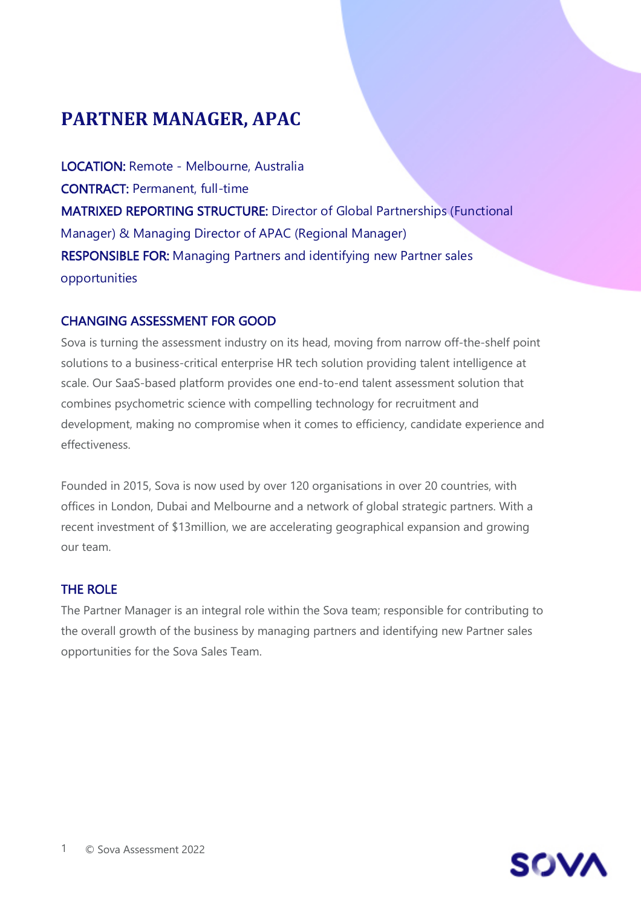# PARTNER MANAGER, APAC

**LOCATION:** Remote - Melbourne, Australia
**CONTRACT:** Permanent, full-time
**MATRIXED REPORTING STRUCTURE:** Director of Global Partnerships (Functional Manager) & Managing Director of APAC (Regional Manager)
**RESPONSIBLE FOR:** Managing Partners and identifying new Partner sales opportunities

## CHANGING ASSESSMENT FOR GOOD

Sova is turning the assessment industry on its head, moving from narrow off-the-shelf point solutions to a business-critical enterprise HR tech solution providing talent intelligence at scale. Our SaaS-based platform provides one end-to-end talent assessment solution that combines psychometric science with compelling technology for recruitment and development, making no compromise when it comes to efficiency, candidate experience and effectiveness.

Founded in 2015, Sova is now used by over 120 organisations in over 20 countries, with offices in London, Dubai and Melbourne and a network of global strategic partners. With a recent investment of $13million, we are accelerating geographical expansion and growing our team.

## THE ROLE

The Partner Manager is an integral role within the Sova team; responsible for contributing to the overall growth of the business by managing partners and identifying new Partner sales opportunities for the Sova Sales Team.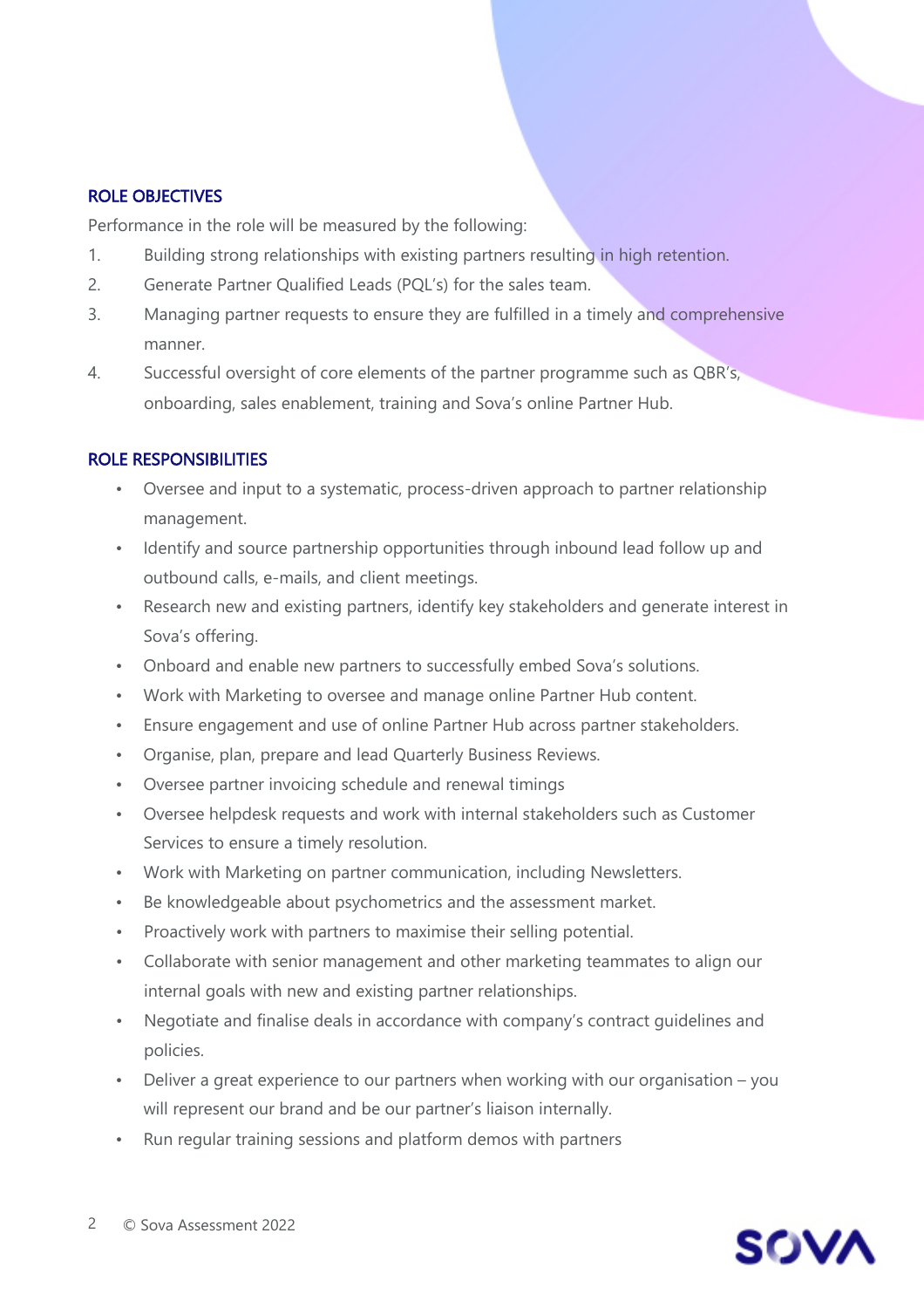## ROLE OBJECTIVES

Performance in the role will be measured by the following:

1. Building strong relationships with existing partners resulting in high retention.
2. Generate Partner Qualified Leads (PQL's) for the sales team.
3. Managing partner requests to ensure they are fulfilled in a timely and comprehensive manner.
4. Successful oversight of core elements of the partner programme such as QBR's, onboarding, sales enablement, training and Sova's online Partner Hub.

## ROLE RESPONSIBILITIES

- Oversee and input to a systematic, process-driven approach to partner relationship management.
- Identify and source partnership opportunities through inbound lead follow up and outbound calls, e-mails, and client meetings.
- Research new and existing partners, identify key stakeholders and generate interest in Sova's offering.
- Onboard and enable new partners to successfully embed Sova's solutions.
- Work with Marketing to oversee and manage online Partner Hub content.
- Ensure engagement and use of online Partner Hub across partner stakeholders.
- Organise, plan, prepare and lead Quarterly Business Reviews.
- Oversee partner invoicing schedule and renewal timings
- Oversee helpdesk requests and work with internal stakeholders such as Customer Services to ensure a timely resolution.
- Work with Marketing on partner communication, including Newsletters.
- Be knowledgeable about psychometrics and the assessment market.
- Proactively work with partners to maximise their selling potential.
- Collaborate with senior management and other marketing teammates to align our internal goals with new and existing partner relationships.
- Negotiate and finalise deals in accordance with company's contract guidelines and policies.
- Deliver a great experience to our partners when working with our organisation – you will represent our brand and be our partner's liaison internally.
- Run regular training sessions and platform demos with partners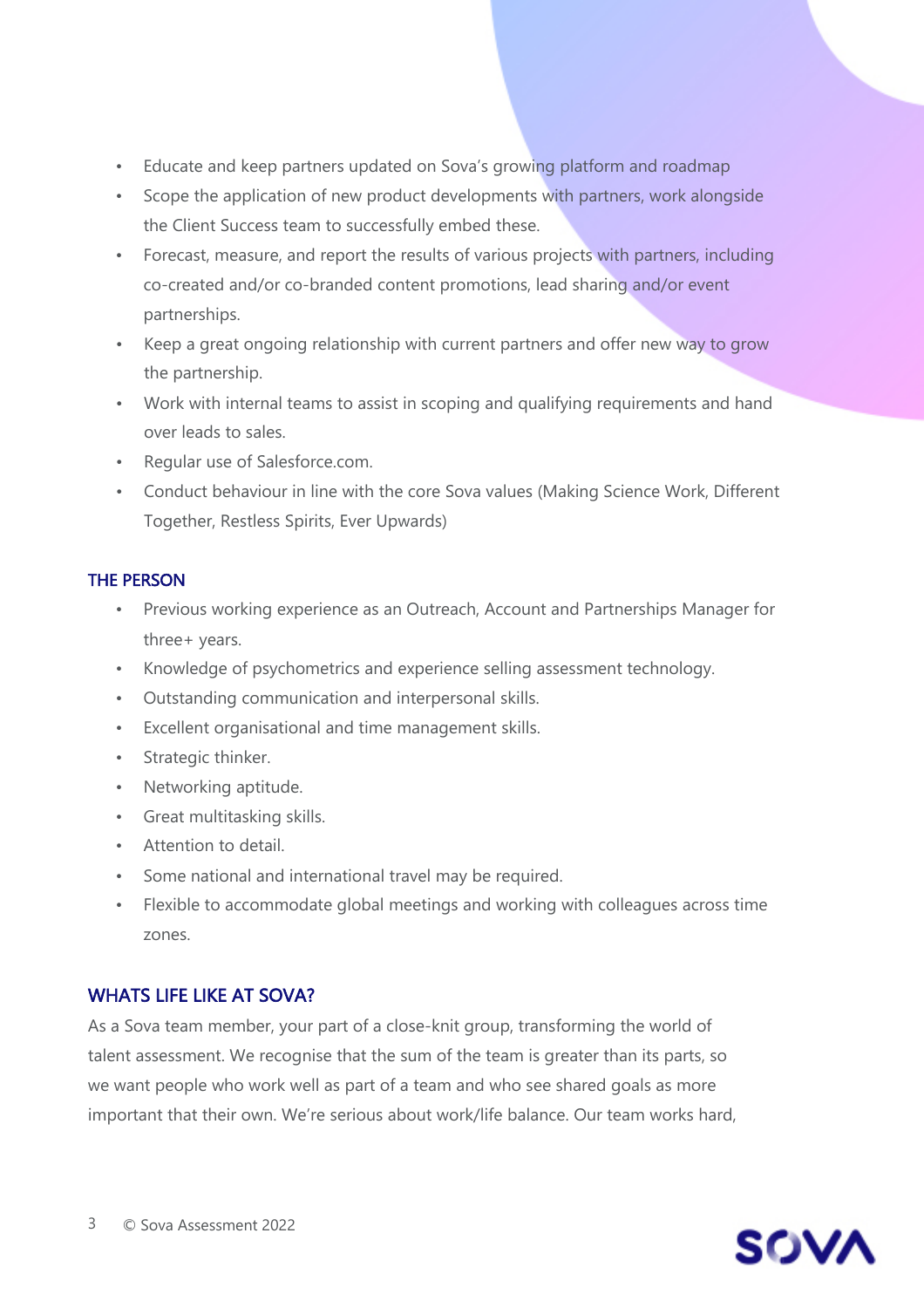- Educate and keep partners updated on Sova's growing platform and roadmap
- Scope the application of new product developments with partners, work alongside the Client Success team to successfully embed these.
- Forecast, measure, and report the results of various projects with partners, including co-created and/or co-branded content promotions, lead sharing and/or event partnerships.
- Keep a great ongoing relationship with current partners and offer new way to grow the partnership.
- Work with internal teams to assist in scoping and qualifying requirements and hand over leads to sales.
- Regular use of Salesforce.com.
- Conduct behaviour in line with the core Sova values (Making Science Work, Different Together, Restless Spirits, Ever Upwards)

## THE PERSON

- Previous working experience as an Outreach, Account and Partnerships Manager for three+ years.
- Knowledge of psychometrics and experience selling assessment technology.
- Outstanding communication and interpersonal skills.
- Excellent organisational and time management skills.
- Strategic thinker.
- Networking aptitude.
- Great multitasking skills.
- Attention to detail.
- Some national and international travel may be required.
- Flexible to accommodate global meetings and working with colleagues across time zones.

## WHATS LIFE LIKE AT SOVA?

As a Sova team member, your part of a close-knit group, transforming the world of talent assessment. We recognise that the sum of the team is greater than its parts, so we want people who work well as part of a team and who see shared goals as more important that their own. We're serious about work/life balance. Our team works hard,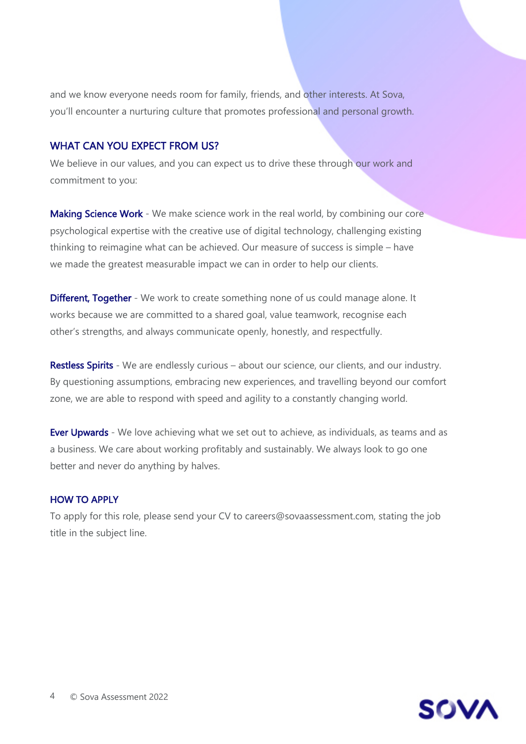and we know everyone needs room for family, friends, and other interests. At Sova, you'll encounter a nurturing culture that promotes professional and personal growth.

## WHAT CAN YOU EXPECT FROM US?

We believe in our values, and you can expect us to drive these through our work and commitment to you:

**Making Science Work** - We make science work in the real world, by combining our core psychological expertise with the creative use of digital technology, challenging existing thinking to reimagine what can be achieved. Our measure of success is simple – have we made the greatest measurable impact we can in order to help our clients.

**Different, Together** - We work to create something none of us could manage alone. It works because we are committed to a shared goal, value teamwork, recognise each other's strengths, and always communicate openly, honestly, and respectfully.

**Restless Spirits** - We are endlessly curious – about our science, our clients, and our industry. By questioning assumptions, embracing new experiences, and travelling beyond our comfort zone, we are able to respond with speed and agility to a constantly changing world.

**Ever Upwards** - We love achieving what we set out to achieve, as individuals, as teams and as a business. We care about working profitably and sustainably. We always look to go one better and never do anything by halves.

## HOW TO APPLY

To apply for this role, please send your CV to careers@sovaassessment.com, stating the job title in the subject line.